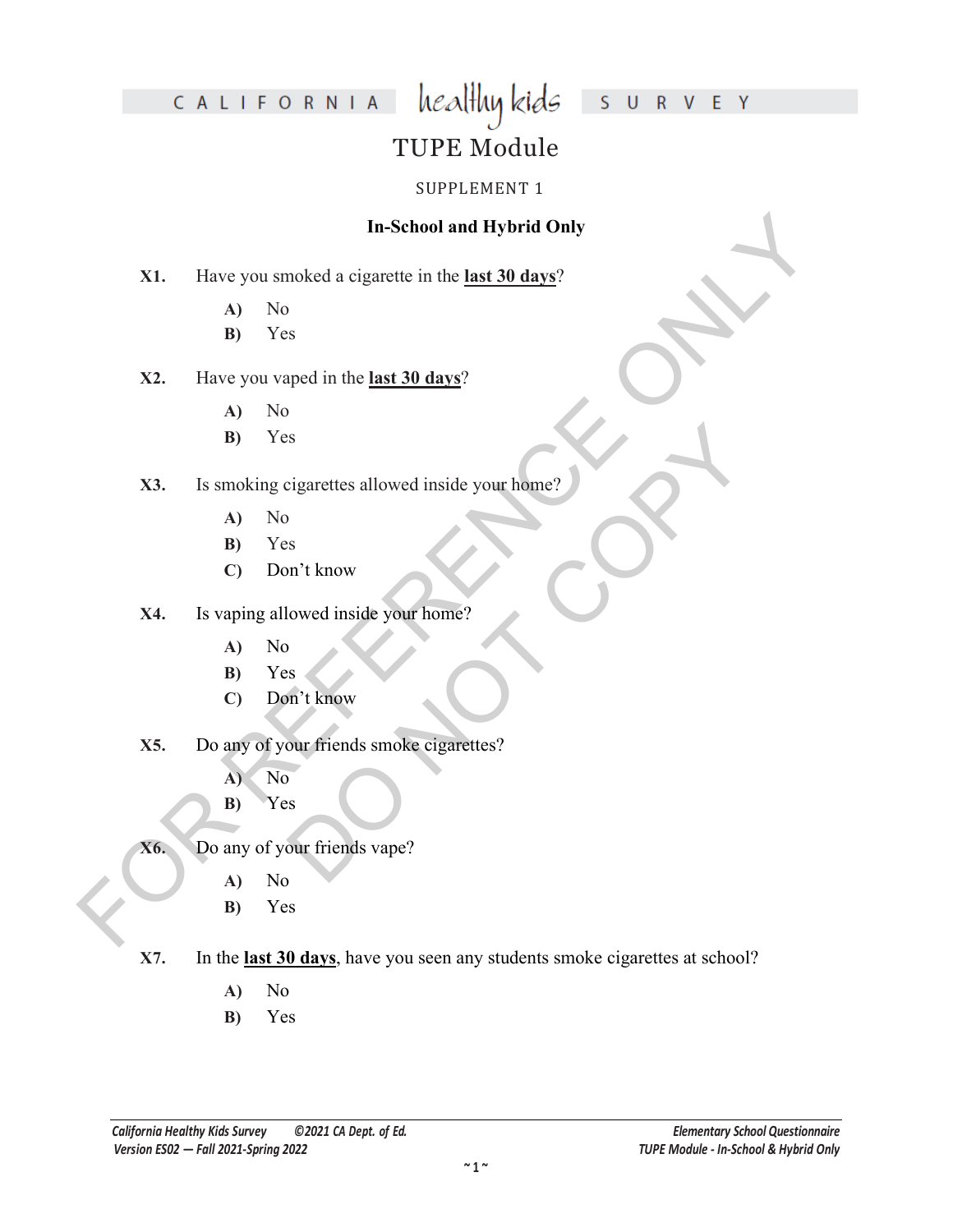# CALIFORNIA healthy kids SURVEY

## TUPE Module

SUPPLEMENT 1

**In-School and Hybrid Only**

**X1.** Have you smoked a cigarette in the **last 30 days**?

- **A)** No
- **B)** Yes

**X2.** Have you vaped in the **last 30 days**?

- **A)** No
- **B)** Yes

**X3.** Is smoking cigarettes allowed inside your home?

- **A)** No
- **B)** Yes
- **C)** Don't know

**X4.** Is vaping allowed inside your home?

- **A)** No
- **B)** Yes
- **C)** Don't know

**X5.** Do any of your friends smoke cigarettes?

- **A)** No
- **B)** Yes

**X6.** Do any of your friends vape?

- **A)** No
- **B)** Yes

**X7.** In the **last 30 days**, have you seen any students smoke cigarettes at school?

- **A)** No
- **B)** Yes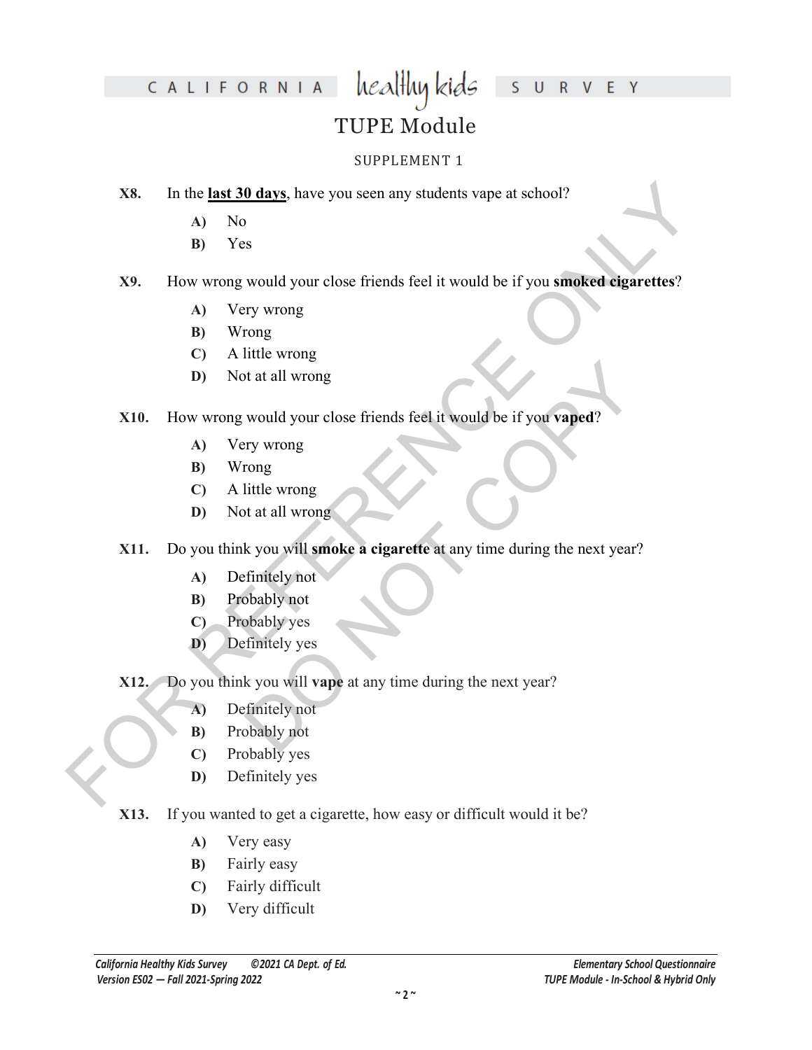# TUPE Module

SUPPLEMENT 1

**X8.** In the **last 30 days**, have you seen any students vape at school?

- **A)** No
- **B)** Yes

**X9.** How wrong would your close friends feel it would be if you **smoked cigarettes**?

- **A)** Very wrong
- **B)** Wrong
- **C)** A little wrong
- **D)** Not at all wrong

**X10.** How wrong would your close friends feel it would be if you **vaped**?

- **A)** Very wrong
- **B)** Wrong
- **C)** A little wrong
- **D)** Not at all wrong

**X11.** Do you think you will **smoke a cigarette** at any time during the next year?

- **A)** Definitely not
- **B)** Probably not
- **C)** Probably yes
- **D)** Definitely yes

**X12.** Do you think you will **vape** at any time during the next year?

- **A)** Definitely not
- **B)** Probably not
- **C)** Probably yes
- **D)** Definitely yes

**X13.** If you wanted to get a cigarette, how easy or difficult would it be?

- **A)** Very easy
- **B)** Fairly easy
- **C)** Fairly difficult
- **D)** Very difficult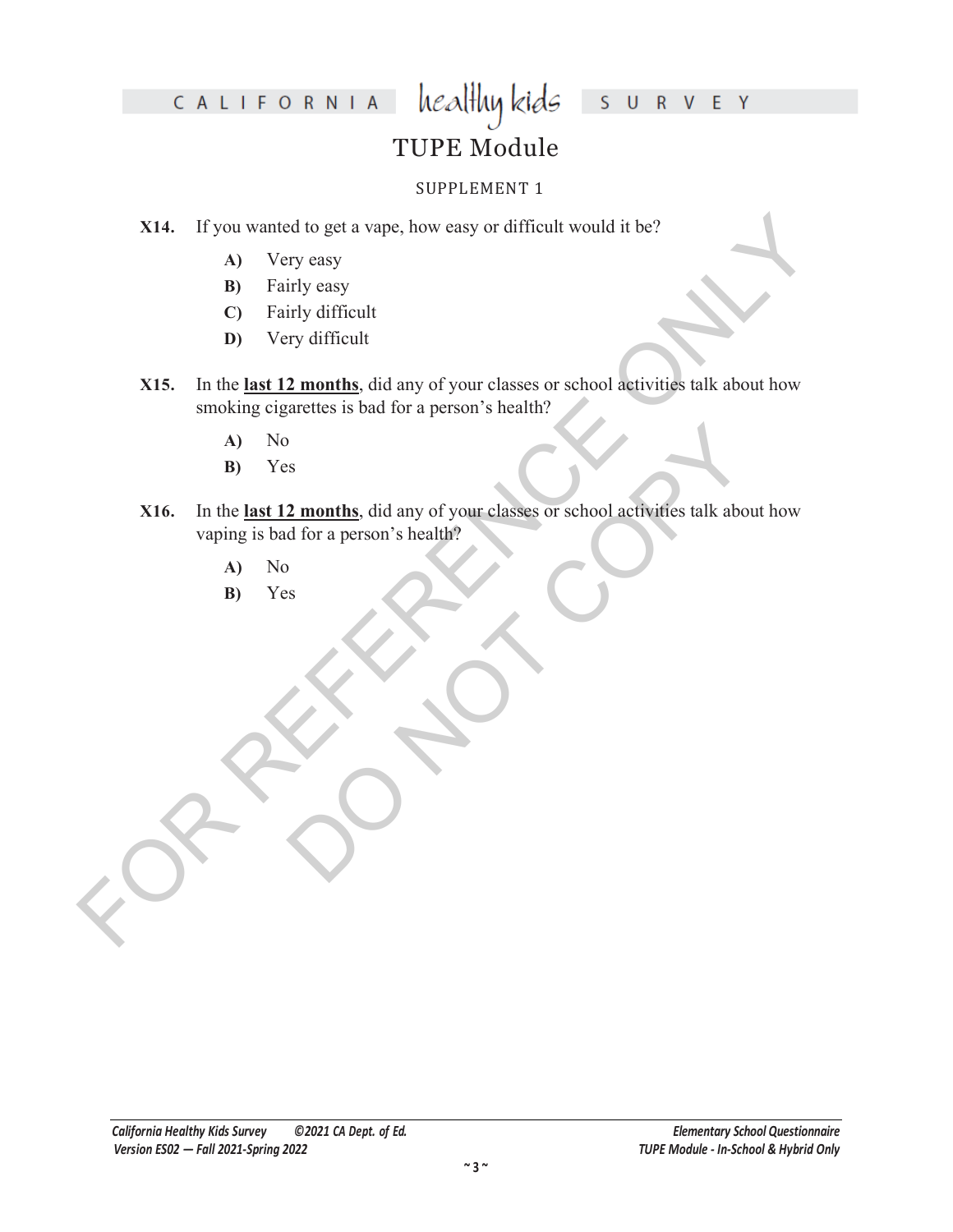# TUPE Module

SUPPLEMENT 1

**X14.** If you wanted to get a vape, how easy or difficult would it be?

- **A)** Very easy
- **B)** Fairly easy
- **C)** Fairly difficult
- **D)** Very difficult

**X15.** In the **last 12 months**, did any of your classes or school activities talk about how smoking cigarettes is bad for a person's health?

- **A)** No
- **B)** Yes

**X16.** In the **last 12 months**, did any of your classes or school activities talk about how vaping is bad for a person's health?

- **A)** No
- **B)** Yes